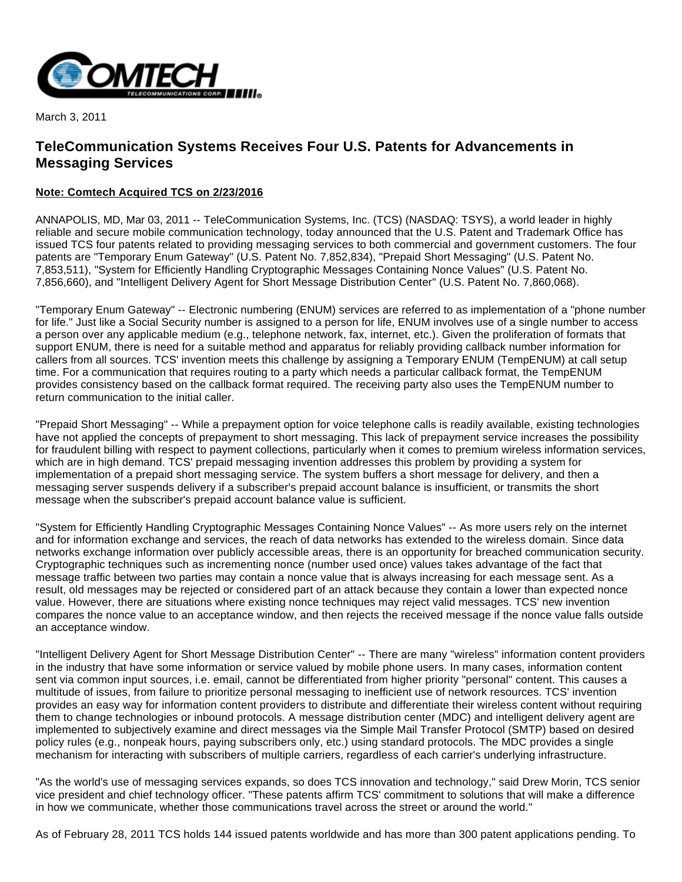March 3, 2011

# TeleCommunication Systems Receives Four U.S. Patents for Advancements in Messaging Services

**Note: Comtech Acquired TCS on 2/23/2016**

ANNAPOLIS, MD, Mar 03, 2011 -- TeleCommunication Systems, Inc. (TCS) (NASDAQ: TSYS), a world leader in highly reliable and secure mobile communication technology, today announced that the U.S. Patent and Trademark Office has issued TCS four patents related to providing messaging services to both commercial and government customers. The four patents are "Temporary Enum Gateway" (U.S. Patent No. 7,852,834), "Prepaid Short Messaging" (U.S. Patent No. 7,853,511), "System for Efficiently Handling Cryptographic Messages Containing Nonce Values" (U.S. Patent No. 7,856,660), and "Intelligent Delivery Agent for Short Message Distribution Center" (U.S. Patent No. 7,860,068).

"Temporary Enum Gateway" -- Electronic numbering (ENUM) services are referred to as implementation of a "phone number for life." Just like a Social Security number is assigned to a person for life, ENUM involves use of a single number to access a person over any applicable medium (e.g., telephone network, fax, internet, etc.). Given the proliferation of formats that support ENUM, there is need for a suitable method and apparatus for reliably providing callback number information for callers from all sources. TCS' invention meets this challenge by assigning a Temporary ENUM (TempENUM) at call setup time. For a communication that requires routing to a party which needs a particular callback format, the TempENUM provides consistency based on the callback format required. The receiving party also uses the TempENUM number to return communication to the initial caller.

"Prepaid Short Messaging" -- While a prepayment option for voice telephone calls is readily available, existing technologies have not applied the concepts of prepayment to short messaging. This lack of prepayment service increases the possibility for fraudulent billing with respect to payment collections, particularly when it comes to premium wireless information services, which are in high demand. TCS' prepaid messaging invention addresses this problem by providing a system for implementation of a prepaid short messaging service. The system buffers a short message for delivery, and then a messaging server suspends delivery if a subscriber's prepaid account balance is insufficient, or transmits the short message when the subscriber's prepaid account balance value is sufficient.

"System for Efficiently Handling Cryptographic Messages Containing Nonce Values" -- As more users rely on the internet and for information exchange and services, the reach of data networks has extended to the wireless domain. Since data networks exchange information over publicly accessible areas, there is an opportunity for breached communication security. Cryptographic techniques such as incrementing nonce (number used once) values takes advantage of the fact that message traffic between two parties may contain a nonce value that is always increasing for each message sent. As a result, old messages may be rejected or considered part of an attack because they contain a lower than expected nonce value. However, there are situations where existing nonce techniques may reject valid messages. TCS' new invention compares the nonce value to an acceptance window, and then rejects the received message if the nonce value falls outside an acceptance window.

"Intelligent Delivery Agent for Short Message Distribution Center" -- There are many "wireless" information content providers in the industry that have some information or service valued by mobile phone users. In many cases, information content sent via common input sources, i.e. email, cannot be differentiated from higher priority "personal" content. This causes a multitude of issues, from failure to prioritize personal messaging to inefficient use of network resources. TCS' invention provides an easy way for information content providers to distribute and differentiate their wireless content without requiring them to change technologies or inbound protocols. A message distribution center (MDC) and intelligent delivery agent are implemented to subjectively examine and direct messages via the Simple Mail Transfer Protocol (SMTP) based on desired policy rules (e.g., nonpeak hours, paying subscribers only, etc.) using standard protocols. The MDC provides a single mechanism for interacting with subscribers of multiple carriers, regardless of each carrier's underlying infrastructure.

"As the world's use of messaging services expands, so does TCS innovation and technology," said Drew Morin, TCS senior vice president and chief technology officer. "These patents affirm TCS' commitment to solutions that will make a difference in how we communicate, whether those communications travel across the street or around the world."

As of February 28, 2011 TCS holds 144 issued patents worldwide and has more than 300 patent applications pending. To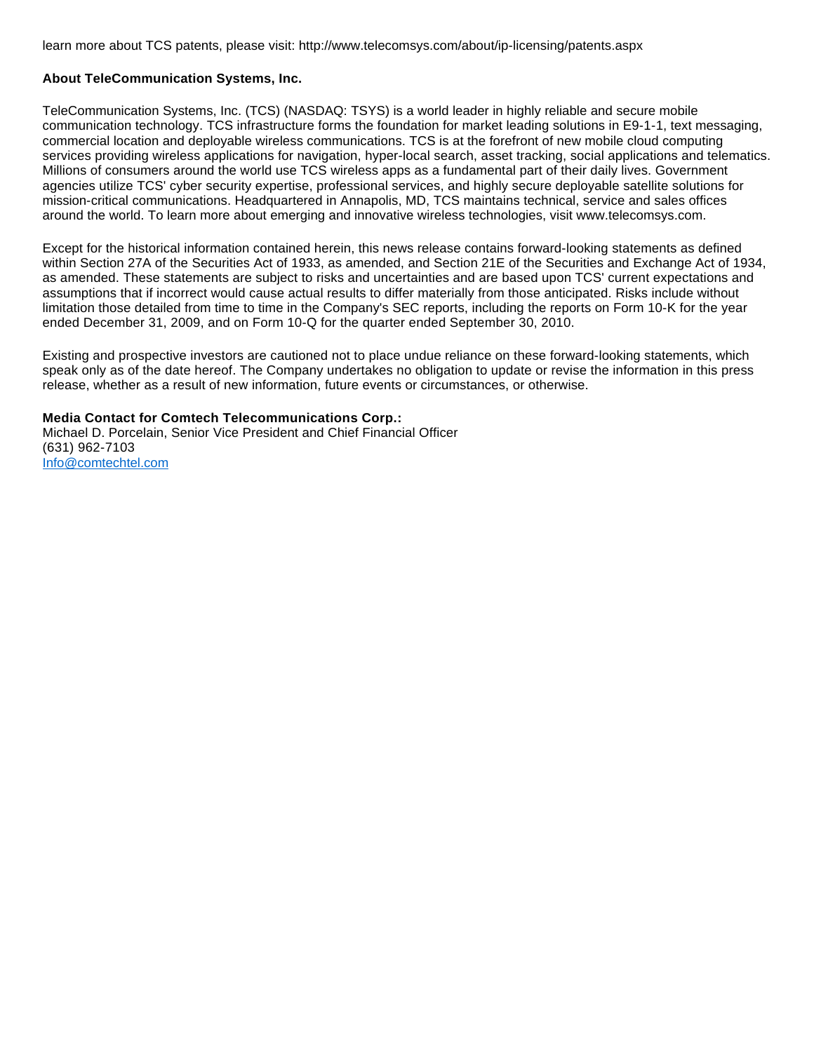learn more about TCS patents, please visit: http://www.telecomsys.com/about/ip-licensing/patents.aspx

**About TeleCommunication Systems, Inc.**

TeleCommunication Systems, Inc. (TCS) (NASDAQ: TSYS) is a world leader in highly reliable and secure mobile communication technology. TCS infrastructure forms the foundation for market leading solutions in E9-1-1, text messaging, commercial location and deployable wireless communications. TCS is at the forefront of new mobile cloud computing services providing wireless applications for navigation, hyper-local search, asset tracking, social applications and telematics. Millions of consumers around the world use TCS wireless apps as a fundamental part of their daily lives. Government agencies utilize TCS' cyber security expertise, professional services, and highly secure deployable satellite solutions for mission-critical communications. Headquartered in Annapolis, MD, TCS maintains technical, service and sales offices around the world. To learn more about emerging and innovative wireless technologies, visit www.telecomsys.com.

Except for the historical information contained herein, this news release contains forward-looking statements as defined within Section 27A of the Securities Act of 1933, as amended, and Section 21E of the Securities and Exchange Act of 1934, as amended. These statements are subject to risks and uncertainties and are based upon TCS' current expectations and assumptions that if incorrect would cause actual results to differ materially from those anticipated. Risks include without limitation those detailed from time to time in the Company's SEC reports, including the reports on Form 10-K for the year ended December 31, 2009, and on Form 10-Q for the quarter ended September 30, 2010.

Existing and prospective investors are cautioned not to place undue reliance on these forward-looking statements, which speak only as of the date hereof. The Company undertakes no obligation to update or revise the information in this press release, whether as a result of new information, future events or circumstances, or otherwise.

**Media Contact for Comtech Telecommunications Corp.:**
Michael D. Porcelain, Senior Vice President and Chief Financial Officer
(631) 962-7103
Info@comtechtel.com